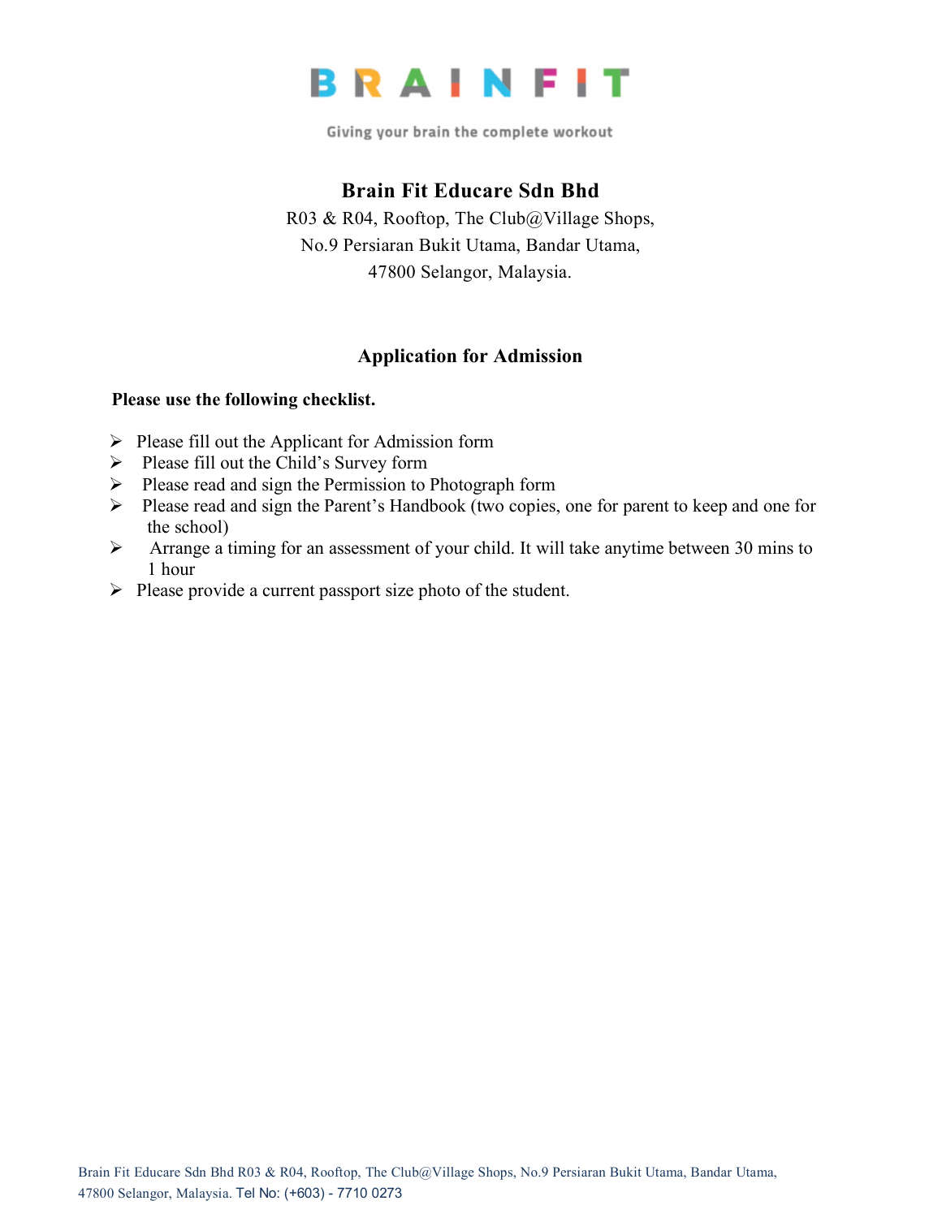# BRAINFIT

Giving your brain the complete workout

## Brain Fit Educare Sdn Bhd

R03 & R04, Rooftop, The Club@Village Shops,
No.9 Persiaran Bukit Utama, Bandar Utama,
47800 Selangor, Malaysia.

## Application for Admission

**Please use the following checklist.**

- Please fill out the Applicant for Admission form
- Please fill out the Child's Survey form
- Please read and sign the Permission to Photograph form
- Please read and sign the Parent's Handbook (two copies, one for parent to keep and one for the school)
- Arrange a timing for an assessment of your child. It will take anytime between 30 mins to 1 hour
- Please provide a current passport size photo of the student.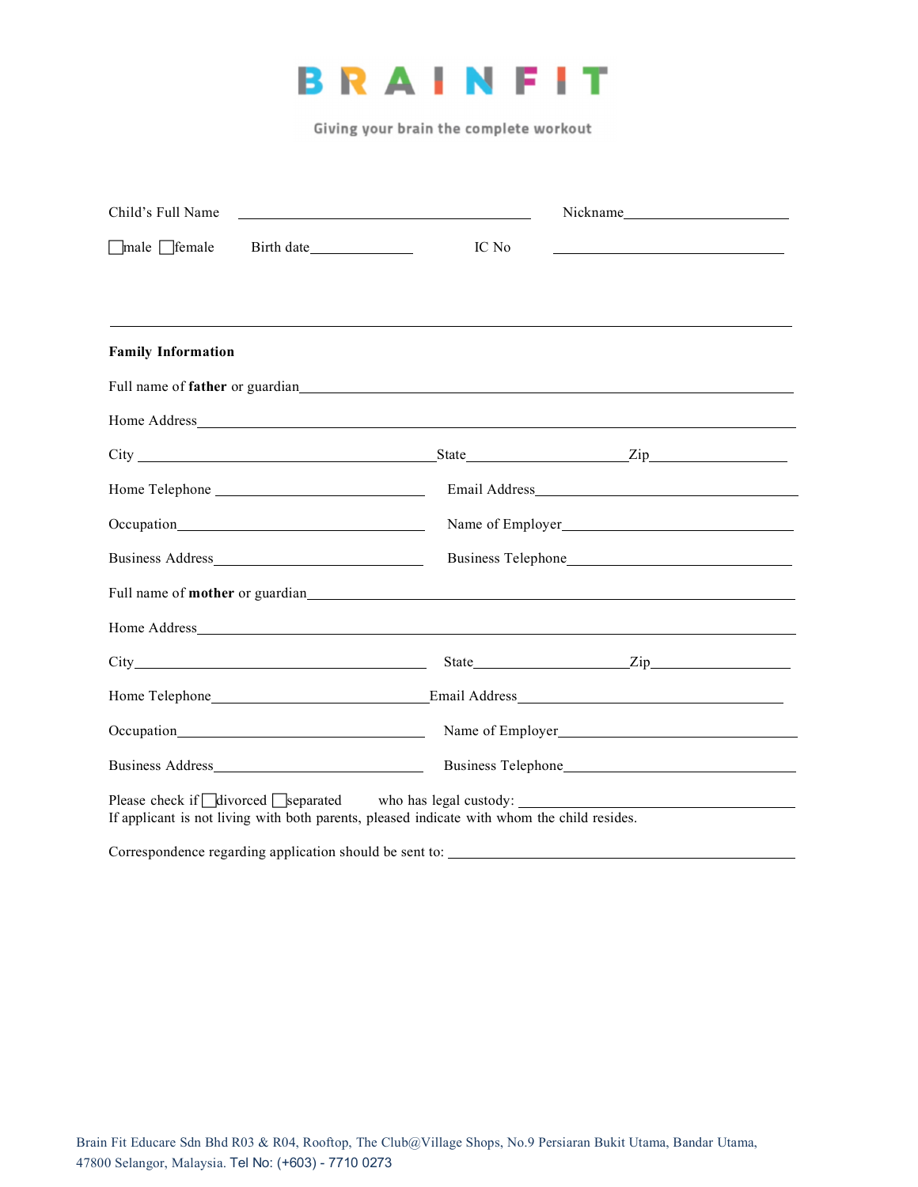# BRAINFIT

Giving your brain the complete workout

Child's Full Name ______________________ Nickname______________________

☐male ☐female Birth date______________ IC No ______________________

---

**Family Information**

Full name of **father** or guardian______________________________________________

Home Address______________________________________________________________

City ______________________________State____________________Zip________________

Home Telephone ______________________ Email Address____________________________

Occupation__________________________ Name of Employer__________________________

Business Address______________________ Business Telephone_________________________

Full name of **mother** or guardian______________________________________________

Home Address______________________________________________________________

City______________________________ State____________________Zip________________

Home Telephone______________________Email Address______________________________

Occupation__________________________ Name of Employer__________________________

Business Address______________________ Business Telephone_________________________

Please check if ☐divorced ☐separated who has legal custody: ______________________
If applicant is not living with both parents, pleased indicate with whom the child resides.

Correspondence regarding application should be sent to: ______________________________

Brain Fit Educare Sdn Bhd R03 & R04, Rooftop, The Club@Village Shops, No.9 Persiaran Bukit Utama, Bandar Utama, 47800 Selangor, Malaysia. Tel No: (+603) - 7710 0273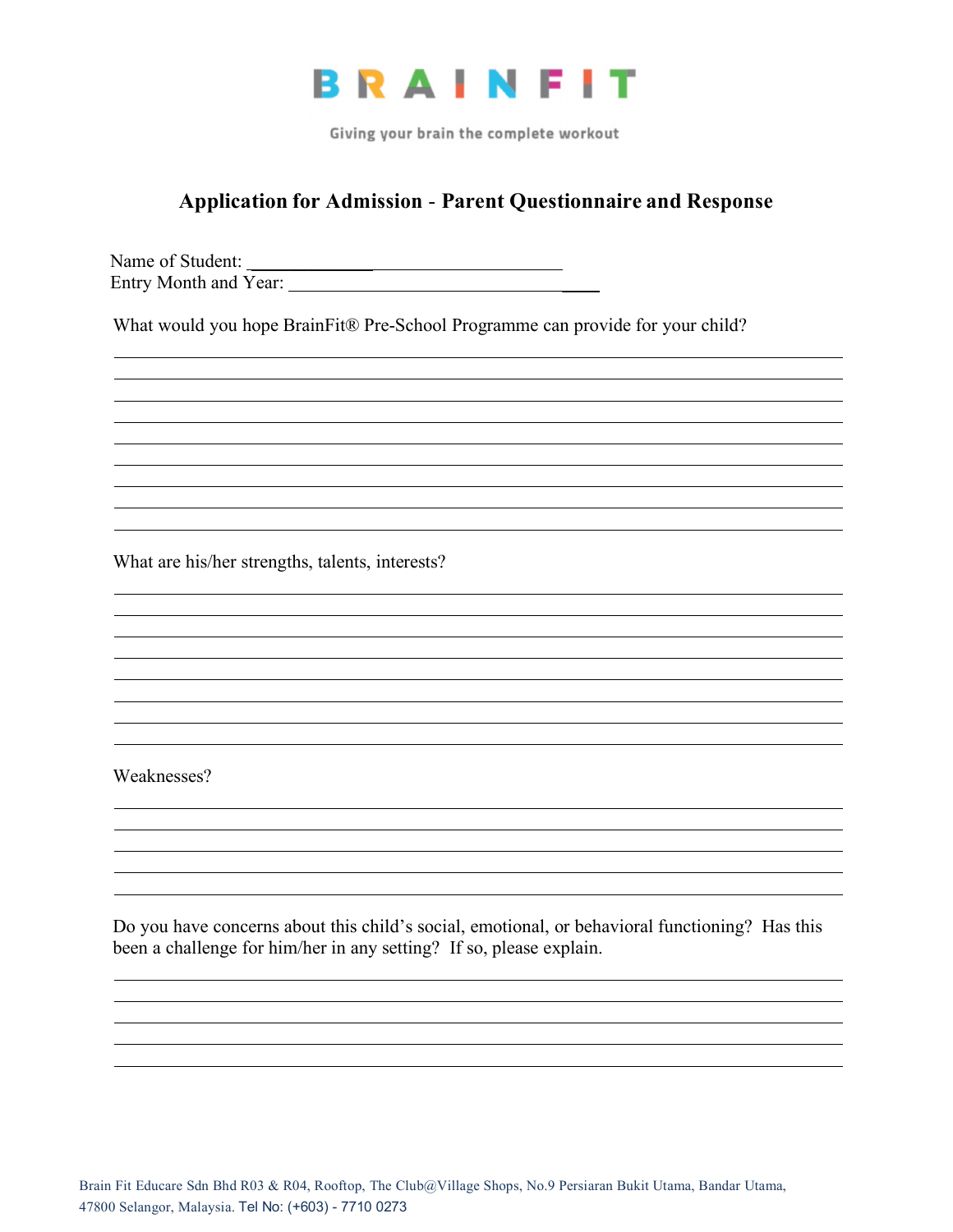BRAINFIT

Giving your brain the complete workout

## Application for Admission - Parent Questionnaire and Response

Name of Student: ___________________________________

Entry Month and Year: ___________________________________

What would you hope BrainFit® Pre-School Programme can provide for your child?

_______________________________________________________________________________

_______________________________________________________________________________

_______________________________________________________________________________

_______________________________________________________________________________

_______________________________________________________________________________

_______________________________________________________________________________

_______________________________________________________________________________

_______________________________________________________________________________

What are his/her strengths, talents, interests?

_______________________________________________________________________________

_______________________________________________________________________________

_______________________________________________________________________________

_______________________________________________________________________________

_______________________________________________________________________________

_______________________________________________________________________________

_______________________________________________________________________________

_______________________________________________________________________________

Weaknesses?

_______________________________________________________________________________

_______________________________________________________________________________

_______________________________________________________________________________

_______________________________________________________________________________

_______________________________________________________________________________

Do you have concerns about this child's social, emotional, or behavioral functioning? Has this been a challenge for him/her in any setting? If so, please explain.

_______________________________________________________________________________

_______________________________________________________________________________

_______________________________________________________________________________

_______________________________________________________________________________

_______________________________________________________________________________

Brain Fit Educare Sdn Bhd R03 & R04, Rooftop, The Club@Village Shops, No.9 Persiaran Bukit Utama, Bandar Utama, 47800 Selangor, Malaysia. Tel No: (+603) - 7710 0273